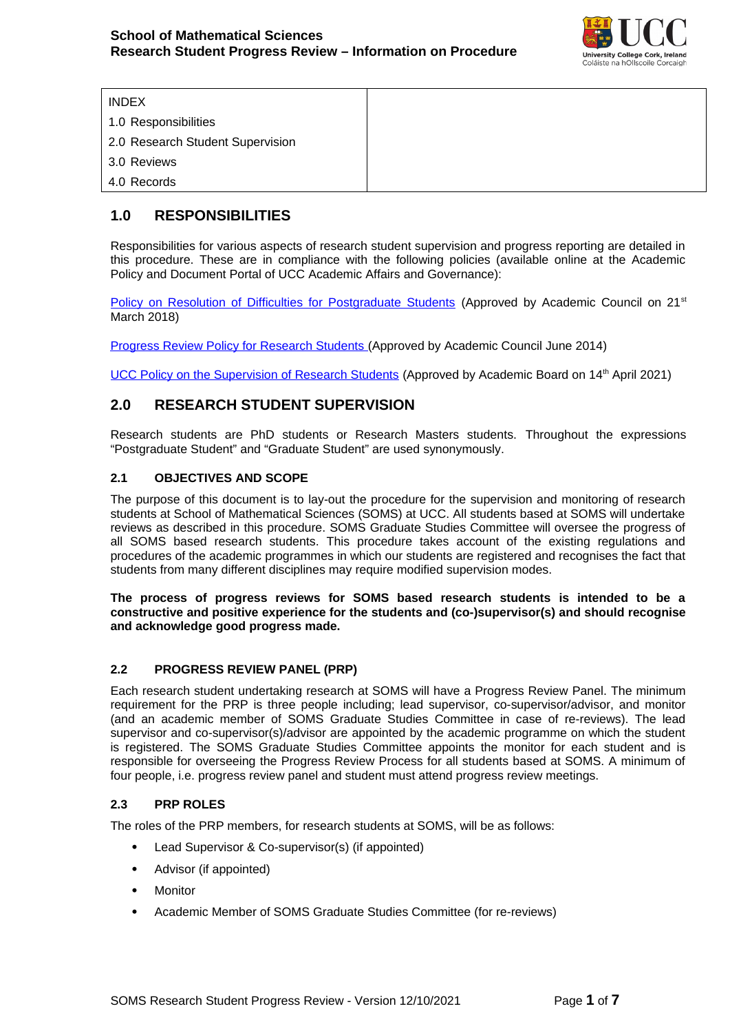# School of Mathematical Sciences
# Research Student Progress Review – Information on Procedure

| INDEX | |
|---|---|
| 1.0 Responsibilities | |
| 2.0 Research Student Supervision | |
| 3.0 Reviews | |
| 4.0 Records | |

## 1.0 RESPONSIBILITIES

Responsibilities for various aspects of research student supervision and progress reporting are detailed in this procedure. These are in compliance with the following policies (available online at the Academic Policy and Document Portal of UCC Academic Affairs and Governance):

Policy on Resolution of Difficulties for Postgraduate Students (Approved by Academic Council on 21st March 2018)

Progress Review Policy for Research Students (Approved by Academic Council June 2014)

UCC Policy on the Supervision of Research Students (Approved by Academic Board on 14th April 2021)

## 2.0 RESEARCH STUDENT SUPERVISION

Research students are PhD students or Research Masters students. Throughout the expressions "Postgraduate Student" and "Graduate Student" are used synonymously.

### 2.1 OBJECTIVES AND SCOPE

The purpose of this document is to lay-out the procedure for the supervision and monitoring of research students at School of Mathematical Sciences (SOMS) at UCC. All students based at SOMS will undertake reviews as described in this procedure. SOMS Graduate Studies Committee will oversee the progress of all SOMS based research students. This procedure takes account of the existing regulations and procedures of the academic programmes in which our students are registered and recognises the fact that students from many different disciplines may require modified supervision modes.

**The process of progress reviews for SOMS based research students is intended to be a constructive and positive experience for the students and (co-)supervisor(s) and should recognise and acknowledge good progress made.**

### 2.2 PROGRESS REVIEW PANEL (PRP)

Each research student undertaking research at SOMS will have a Progress Review Panel. The minimum requirement for the PRP is three people including; lead supervisor, co-supervisor/advisor, and monitor (and an academic member of SOMS Graduate Studies Committee in case of re-reviews). The lead supervisor and co-supervisor(s)/advisor are appointed by the academic programme on which the student is registered. The SOMS Graduate Studies Committee appoints the monitor for each student and is responsible for overseeing the Progress Review Process for all students based at SOMS. A minimum of four people, i.e. progress review panel and student must attend progress review meetings.

### 2.3 PRP ROLES

The roles of the PRP members, for research students at SOMS, will be as follows:

- Lead Supervisor & Co-supervisor(s) (if appointed)
- Advisor (if appointed)
- Monitor
- Academic Member of SOMS Graduate Studies Committee (for re-reviews)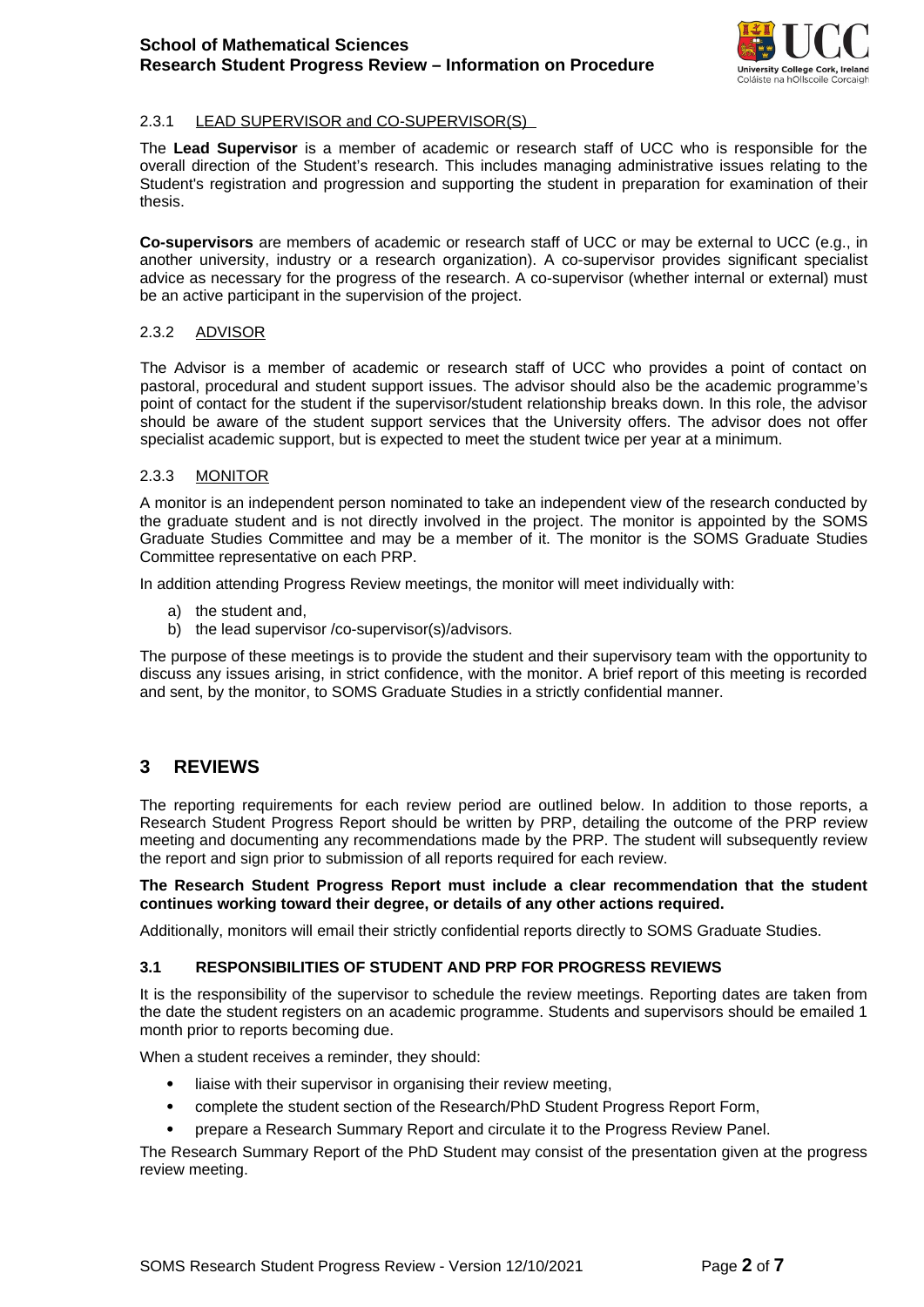#### 2.3.1 LEAD SUPERVISOR and CO-SUPERVISOR(S)

The **Lead Supervisor** is a member of academic or research staff of UCC who is responsible for the overall direction of the Student's research. This includes managing administrative issues relating to the Student's registration and progression and supporting the student in preparation for examination of their thesis.

**Co-supervisors** are members of academic or research staff of UCC or may be external to UCC (e.g., in another university, industry or a research organization). A co-supervisor provides significant specialist advice as necessary for the progress of the research. A co-supervisor (whether internal or external) must be an active participant in the supervision of the project.

#### 2.3.2 ADVISOR

The Advisor is a member of academic or research staff of UCC who provides a point of contact on pastoral, procedural and student support issues. The advisor should also be the academic programme's point of contact for the student if the supervisor/student relationship breaks down. In this role, the advisor should be aware of the student support services that the University offers. The advisor does not offer specialist academic support, but is expected to meet the student twice per year at a minimum.

#### 2.3.3 MONITOR

A monitor is an independent person nominated to take an independent view of the research conducted by the graduate student and is not directly involved in the project. The monitor is appointed by the SOMS Graduate Studies Committee and may be a member of it. The monitor is the SOMS Graduate Studies Committee representative on each PRP.

In addition attending Progress Review meetings, the monitor will meet individually with:

a) the student and,
b) the lead supervisor /co-supervisor(s)/advisors.

The purpose of these meetings is to provide the student and their supervisory team with the opportunity to discuss any issues arising, in strict confidence, with the monitor. A brief report of this meeting is recorded and sent, by the monitor, to SOMS Graduate Studies in a strictly confidential manner.

## 3 REVIEWS

The reporting requirements for each review period are outlined below. In addition to those reports, a Research Student Progress Report should be written by PRP, detailing the outcome of the PRP review meeting and documenting any recommendations made by the PRP. The student will subsequently review the report and sign prior to submission of all reports required for each review.

**The Research Student Progress Report must include a clear recommendation that the student continues working toward their degree, or details of any other actions required.**

Additionally, monitors will email their strictly confidential reports directly to SOMS Graduate Studies.

### 3.1 RESPONSIBILITIES OF STUDENT AND PRP FOR PROGRESS REVIEWS

It is the responsibility of the supervisor to schedule the review meetings. Reporting dates are taken from the date the student registers on an academic programme. Students and supervisors should be emailed 1 month prior to reports becoming due.

When a student receives a reminder, they should:

- liaise with their supervisor in organising their review meeting,
- complete the student section of the Research/PhD Student Progress Report Form,
- prepare a Research Summary Report and circulate it to the Progress Review Panel.

The Research Summary Report of the PhD Student may consist of the presentation given at the progress review meeting.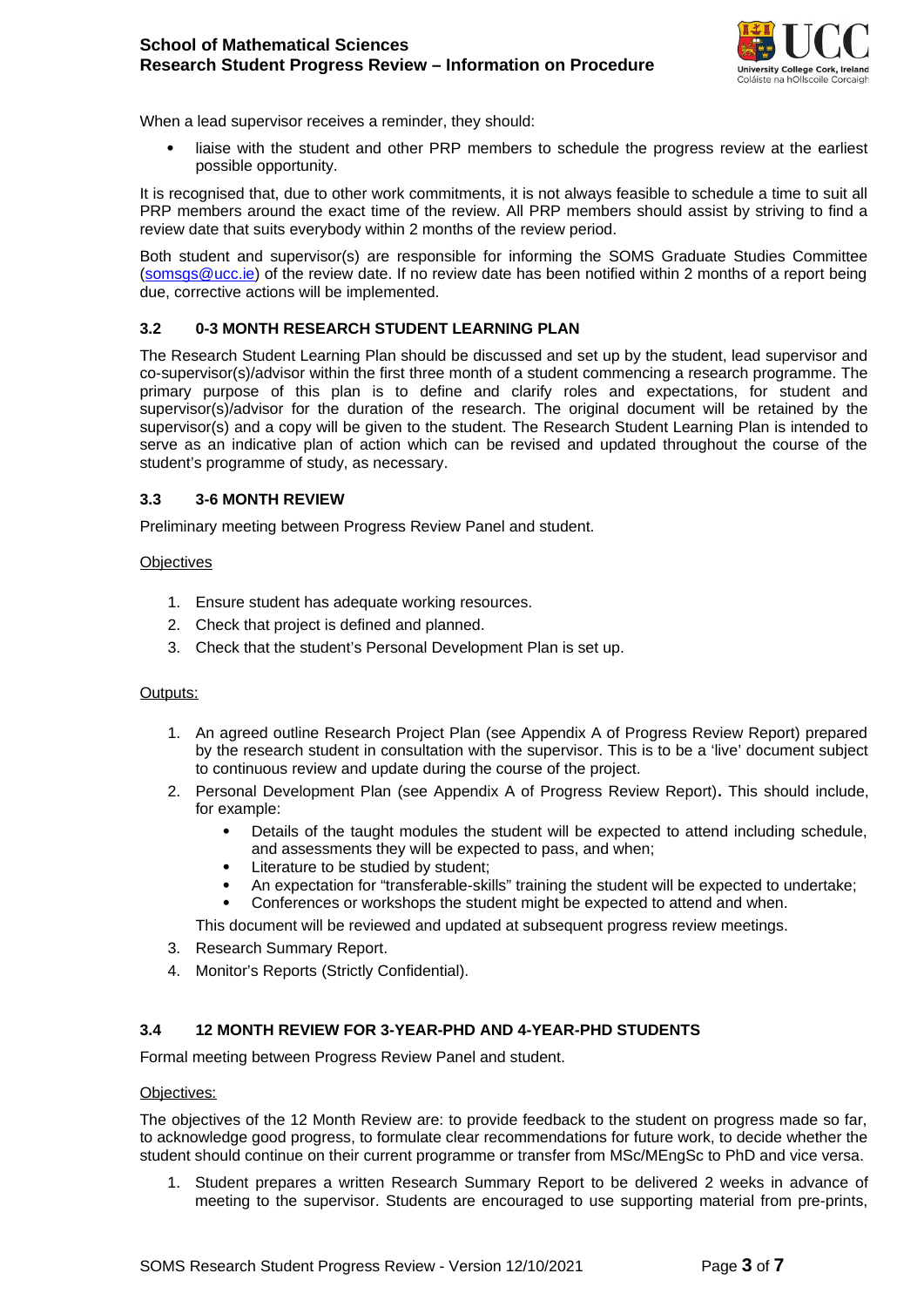When a lead supervisor receives a reminder, they should:

- liaise with the student and other PRP members to schedule the progress review at the earliest possible opportunity.

It is recognised that, due to other work commitments, it is not always feasible to schedule a time to suit all PRP members around the exact time of the review. All PRP members should assist by striving to find a review date that suits everybody within 2 months of the review period.

Both student and supervisor(s) are responsible for informing the SOMS Graduate Studies Committee (somsgs@ucc.ie) of the review date. If no review date has been notified within 2 months of a report being due, corrective actions will be implemented.

### 3.2 0-3 MONTH RESEARCH STUDENT LEARNING PLAN

The Research Student Learning Plan should be discussed and set up by the student, lead supervisor and co-supervisor(s)/advisor within the first three month of a student commencing a research programme. The primary purpose of this plan is to define and clarify roles and expectations, for student and supervisor(s)/advisor for the duration of the research. The original document will be retained by the supervisor(s) and a copy will be given to the student. The Research Student Learning Plan is intended to serve as an indicative plan of action which can be revised and updated throughout the course of the student's programme of study, as necessary.

### 3.3 3-6 MONTH REVIEW

Preliminary meeting between Progress Review Panel and student.

Objectives

1. Ensure student has adequate working resources.
2. Check that project is defined and planned.
3. Check that the student's Personal Development Plan is set up.

Outputs:

1. An agreed outline Research Project Plan (see Appendix A of Progress Review Report) prepared by the research student in consultation with the supervisor. This is to be a 'live' document subject to continuous review and update during the course of the project.
2. Personal Development Plan (see Appendix A of Progress Review Report). This should include, for example:
   - Details of the taught modules the student will be expected to attend including schedule, and assessments they will be expected to pass, and when;
   - Literature to be studied by student;
   - An expectation for "transferable-skills" training the student will be expected to undertake;
   - Conferences or workshops the student might be expected to attend and when.

   This document will be reviewed and updated at subsequent progress review meetings.
3. Research Summary Report.
4. Monitor's Reports (Strictly Confidential).

### 3.4 12 MONTH REVIEW FOR 3-YEAR-PHD AND 4-YEAR-PHD STUDENTS

Formal meeting between Progress Review Panel and student.

Objectives:

The objectives of the 12 Month Review are: to provide feedback to the student on progress made so far, to acknowledge good progress, to formulate clear recommendations for future work, to decide whether the student should continue on their current programme or transfer from MSc/MEngSc to PhD and vice versa.

1. Student prepares a written Research Summary Report to be delivered 2 weeks in advance of meeting to the supervisor. Students are encouraged to use supporting material from pre-prints,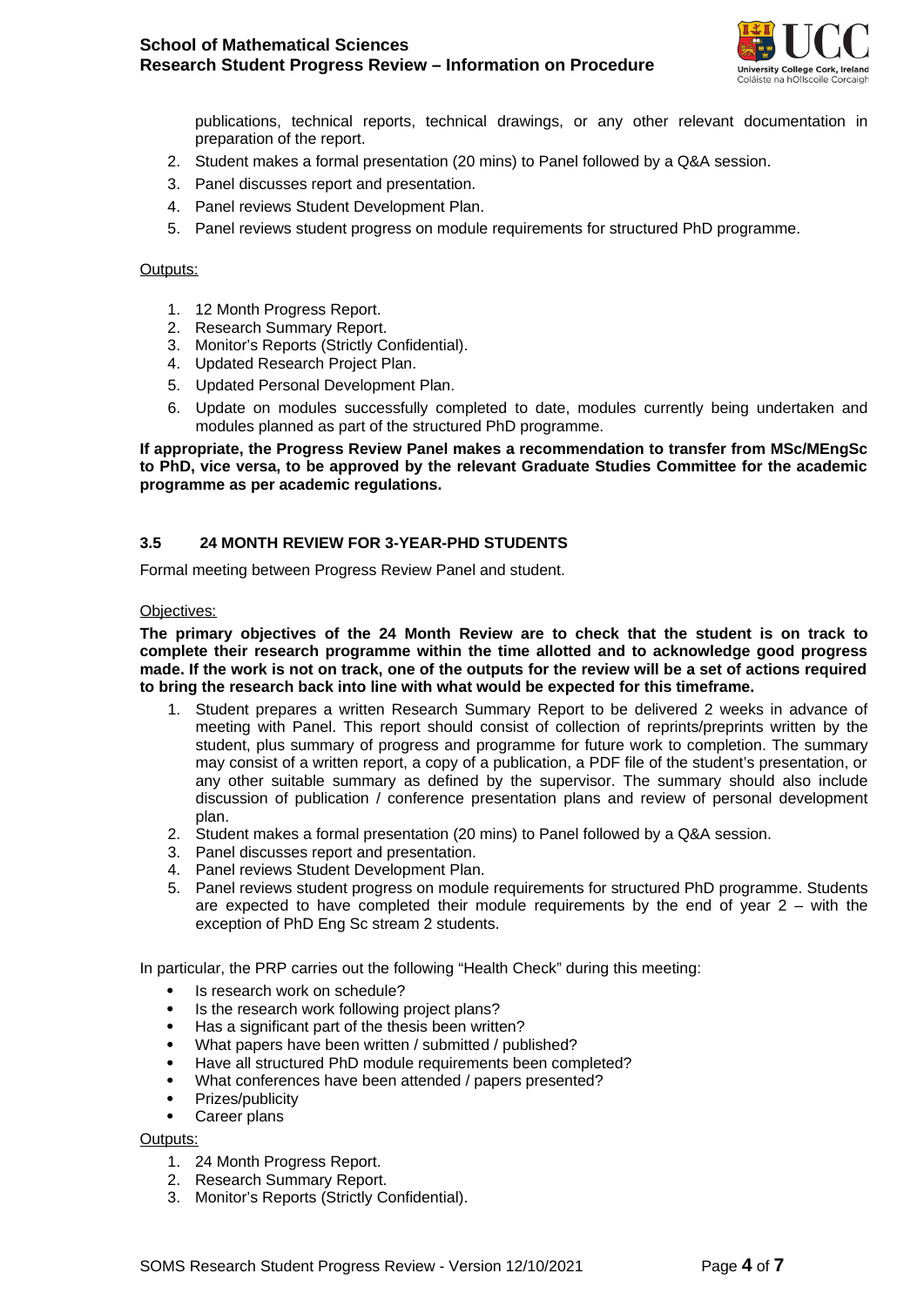publications, technical reports, technical drawings, or any other relevant documentation in preparation of the report.

2. Student makes a formal presentation (20 mins) to Panel followed by a Q&A session.
3. Panel discusses report and presentation.
4. Panel reviews Student Development Plan.
5. Panel reviews student progress on module requirements for structured PhD programme.

Outputs:

1. 12 Month Progress Report.
2. Research Summary Report.
3. Monitor's Reports (Strictly Confidential).
4. Updated Research Project Plan.
5. Updated Personal Development Plan.
6. Update on modules successfully completed to date, modules currently being undertaken and modules planned as part of the structured PhD programme.

**If appropriate, the Progress Review Panel makes a recommendation to transfer from MSc/MEngSc to PhD, vice versa, to be approved by the relevant Graduate Studies Committee for the academic programme as per academic regulations.**

### 3.5 24 MONTH REVIEW FOR 3-YEAR-PHD STUDENTS

Formal meeting between Progress Review Panel and student.

Objectives:

**The primary objectives of the 24 Month Review are to check that the student is on track to complete their research programme within the time allotted and to acknowledge good progress made. If the work is not on track, one of the outputs for the review will be a set of actions required to bring the research back into line with what would be expected for this timeframe.**

1. Student prepares a written Research Summary Report to be delivered 2 weeks in advance of meeting with Panel. This report should consist of collection of reprints/preprints written by the student, plus summary of progress and programme for future work to completion. The summary may consist of a written report, a copy of a publication, a PDF file of the student's presentation, or any other suitable summary as defined by the supervisor. The summary should also include discussion of publication / conference presentation plans and review of personal development plan.
2. Student makes a formal presentation (20 mins) to Panel followed by a Q&A session.
3. Panel discusses report and presentation.
4. Panel reviews Student Development Plan.
5. Panel reviews student progress on module requirements for structured PhD programme. Students are expected to have completed their module requirements by the end of year 2 – with the exception of PhD Eng Sc stream 2 students.

In particular, the PRP carries out the following "Health Check" during this meeting:

- Is research work on schedule?
- Is the research work following project plans?
- Has a significant part of the thesis been written?
- What papers have been written / submitted / published?
- Have all structured PhD module requirements been completed?
- What conferences have been attended / papers presented?
- Prizes/publicity
- Career plans

Outputs:

1. 24 Month Progress Report.
2. Research Summary Report.
3. Monitor's Reports (Strictly Confidential).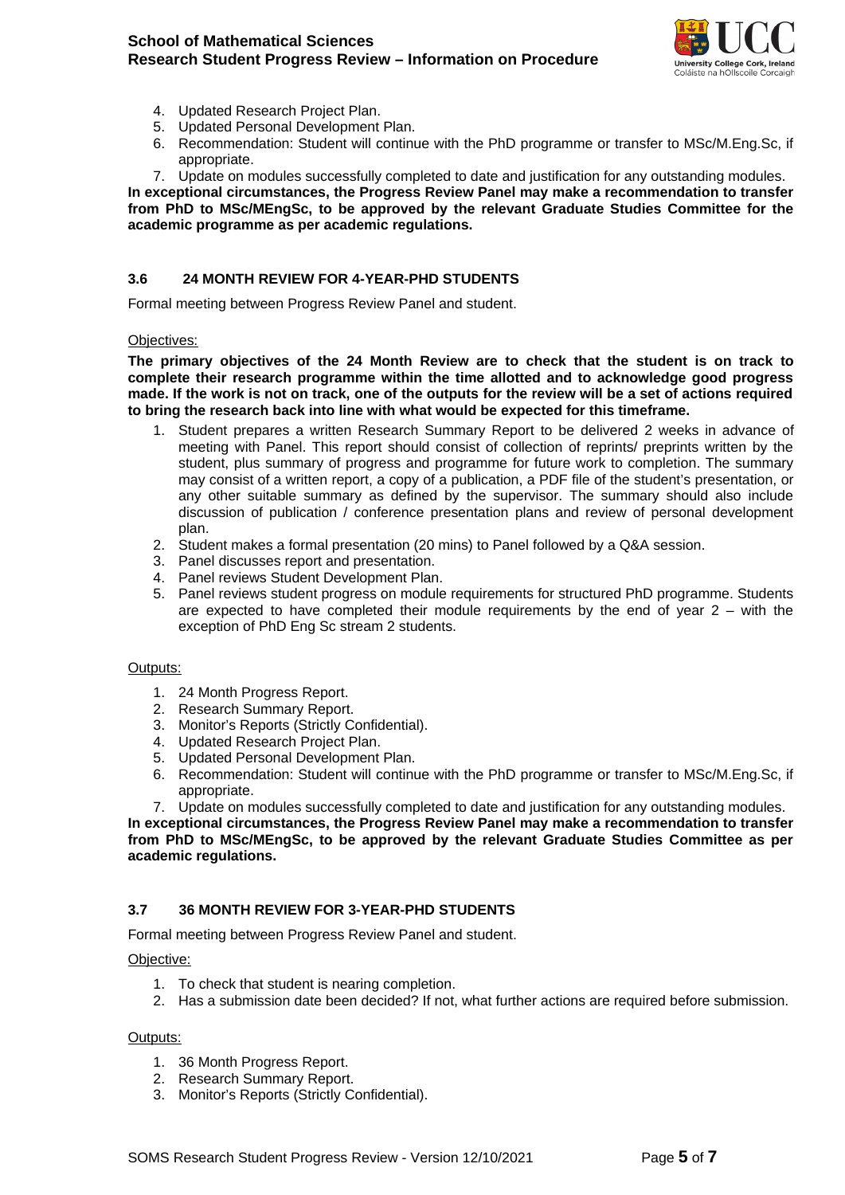4. Updated Research Project Plan.
5. Updated Personal Development Plan.
6. Recommendation: Student will continue with the PhD programme or transfer to MSc/M.Eng.Sc, if appropriate.
7. Update on modules successfully completed to date and justification for any outstanding modules.

**In exceptional circumstances, the Progress Review Panel may make a recommendation to transfer from PhD to MSc/MEngSc, to be approved by the relevant Graduate Studies Committee for the academic programme as per academic regulations.**

### 3.6 24 MONTH REVIEW FOR 4-YEAR-PHD STUDENTS

Formal meeting between Progress Review Panel and student.

Objectives:

**The primary objectives of the 24 Month Review are to check that the student is on track to complete their research programme within the time allotted and to acknowledge good progress made. If the work is not on track, one of the outputs for the review will be a set of actions required to bring the research back into line with what would be expected for this timeframe.**

1. Student prepares a written Research Summary Report to be delivered 2 weeks in advance of meeting with Panel. This report should consist of collection of reprints/ preprints written by the student, plus summary of progress and programme for future work to completion. The summary may consist of a written report, a copy of a publication, a PDF file of the student's presentation, or any other suitable summary as defined by the supervisor. The summary should also include discussion of publication / conference presentation plans and review of personal development plan.
2. Student makes a formal presentation (20 mins) to Panel followed by a Q&A session.
3. Panel discusses report and presentation.
4. Panel reviews Student Development Plan.
5. Panel reviews student progress on module requirements for structured PhD programme. Students are expected to have completed their module requirements by the end of year 2 – with the exception of PhD Eng Sc stream 2 students.

Outputs:

1. 24 Month Progress Report.
2. Research Summary Report.
3. Monitor's Reports (Strictly Confidential).
4. Updated Research Project Plan.
5. Updated Personal Development Plan.
6. Recommendation: Student will continue with the PhD programme or transfer to MSc/M.Eng.Sc, if appropriate.
7. Update on modules successfully completed to date and justification for any outstanding modules.

**In exceptional circumstances, the Progress Review Panel may make a recommendation to transfer from PhD to MSc/MEngSc, to be approved by the relevant Graduate Studies Committee as per academic regulations.**

### 3.7 36 MONTH REVIEW FOR 3-YEAR-PHD STUDENTS

Formal meeting between Progress Review Panel and student.

Objective:

1. To check that student is nearing completion.
2. Has a submission date been decided? If not, what further actions are required before submission.

Outputs:

1. 36 Month Progress Report.
2. Research Summary Report.
3. Monitor's Reports (Strictly Confidential).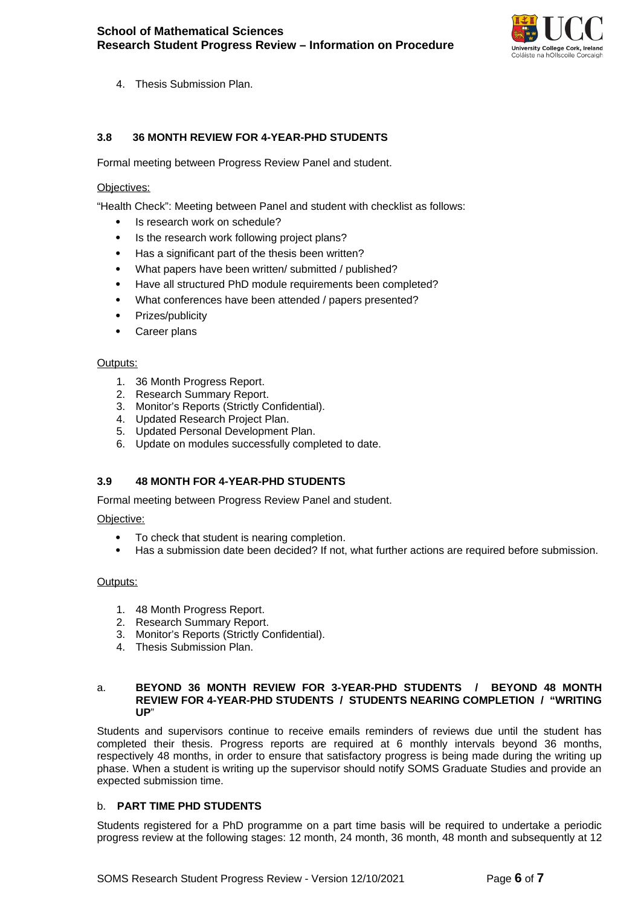4. Thesis Submission Plan.

### 3.8 36 MONTH REVIEW FOR 4-YEAR-PHD STUDENTS

Formal meeting between Progress Review Panel and student.

Objectives:

"Health Check": Meeting between Panel and student with checklist as follows:

- Is research work on schedule?
- Is the research work following project plans?
- Has a significant part of the thesis been written?
- What papers have been written/ submitted / published?
- Have all structured PhD module requirements been completed?
- What conferences have been attended / papers presented?
- Prizes/publicity
- Career plans

Outputs:

1. 36 Month Progress Report.
2. Research Summary Report.
3. Monitor's Reports (Strictly Confidential).
4. Updated Research Project Plan.
5. Updated Personal Development Plan.
6. Update on modules successfully completed to date.

### 3.9 48 MONTH FOR 4-YEAR-PHD STUDENTS

Formal meeting between Progress Review Panel and student.

Objective:

- To check that student is nearing completion.
- Has a submission date been decided? If not, what further actions are required before submission.

Outputs:

1. 48 Month Progress Report.
2. Research Summary Report.
3. Monitor's Reports (Strictly Confidential).
4. Thesis Submission Plan.

### a. BEYOND 36 MONTH REVIEW FOR 3-YEAR-PHD STUDENTS / BEYOND 48 MONTH REVIEW FOR 4-YEAR-PHD STUDENTS / STUDENTS NEARING COMPLETION / "WRITING UP"

Students and supervisors continue to receive emails reminders of reviews due until the student has completed their thesis. Progress reports are required at 6 monthly intervals beyond 36 months, respectively 48 months, in order to ensure that satisfactory progress is being made during the writing up phase. When a student is writing up the supervisor should notify SOMS Graduate Studies and provide an expected submission time.

### b. PART TIME PHD STUDENTS

Students registered for a PhD programme on a part time basis will be required to undertake a periodic progress review at the following stages: 12 month, 24 month, 36 month, 48 month and subsequently at 12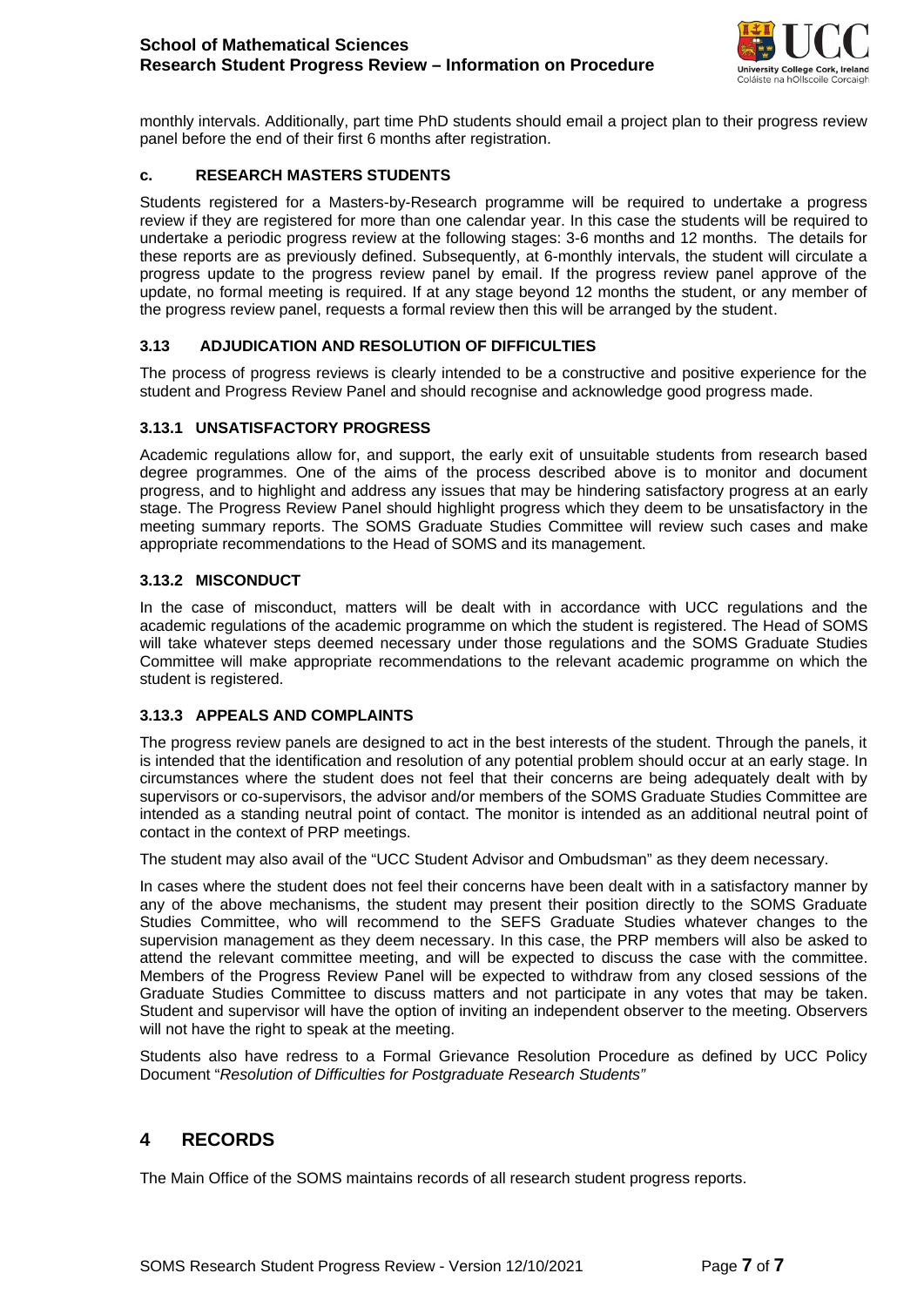monthly intervals. Additionally, part time PhD students should email a project plan to their progress review panel before the end of their first 6 months after registration.

#### c. RESEARCH MASTERS STUDENTS

Students registered for a Masters-by-Research programme will be required to undertake a progress review if they are registered for more than one calendar year. In this case the students will be required to undertake a periodic progress review at the following stages: 3-6 months and 12 months. The details for these reports are as previously defined. Subsequently, at 6-monthly intervals, the student will circulate a progress update to the progress review panel by email. If the progress review panel approve of the update, no formal meeting is required. If at any stage beyond 12 months the student, or any member of the progress review panel, requests a formal review then this will be arranged by the student.

### 3.13 ADJUDICATION AND RESOLUTION OF DIFFICULTIES

The process of progress reviews is clearly intended to be a constructive and positive experience for the student and Progress Review Panel and should recognise and acknowledge good progress made.

#### 3.13.1 UNSATISFACTORY PROGRESS

Academic regulations allow for, and support, the early exit of unsuitable students from research based degree programmes. One of the aims of the process described above is to monitor and document progress, and to highlight and address any issues that may be hindering satisfactory progress at an early stage. The Progress Review Panel should highlight progress which they deem to be unsatisfactory in the meeting summary reports. The SOMS Graduate Studies Committee will review such cases and make appropriate recommendations to the Head of SOMS and its management.

#### 3.13.2 MISCONDUCT

In the case of misconduct, matters will be dealt with in accordance with UCC regulations and the academic regulations of the academic programme on which the student is registered. The Head of SOMS will take whatever steps deemed necessary under those regulations and the SOMS Graduate Studies Committee will make appropriate recommendations to the relevant academic programme on which the student is registered.

#### 3.13.3 APPEALS AND COMPLAINTS

The progress review panels are designed to act in the best interests of the student. Through the panels, it is intended that the identification and resolution of any potential problem should occur at an early stage. In circumstances where the student does not feel that their concerns are being adequately dealt with by supervisors or co-supervisors, the advisor and/or members of the SOMS Graduate Studies Committee are intended as a standing neutral point of contact. The monitor is intended as an additional neutral point of contact in the context of PRP meetings.

The student may also avail of the "UCC Student Advisor and Ombudsman" as they deem necessary.

In cases where the student does not feel their concerns have been dealt with in a satisfactory manner by any of the above mechanisms, the student may present their position directly to the SOMS Graduate Studies Committee, who will recommend to the SEFS Graduate Studies whatever changes to the supervision management as they deem necessary. In this case, the PRP members will also be asked to attend the relevant committee meeting, and will be expected to discuss the case with the committee. Members of the Progress Review Panel will be expected to withdraw from any closed sessions of the Graduate Studies Committee to discuss matters and not participate in any votes that may be taken. Student and supervisor will have the option of inviting an independent observer to the meeting. Observers will not have the right to speak at the meeting.

Students also have redress to a Formal Grievance Resolution Procedure as defined by UCC Policy Document "*Resolution of Difficulties for Postgraduate Research Students"*

## 4 RECORDS

The Main Office of the SOMS maintains records of all research student progress reports.